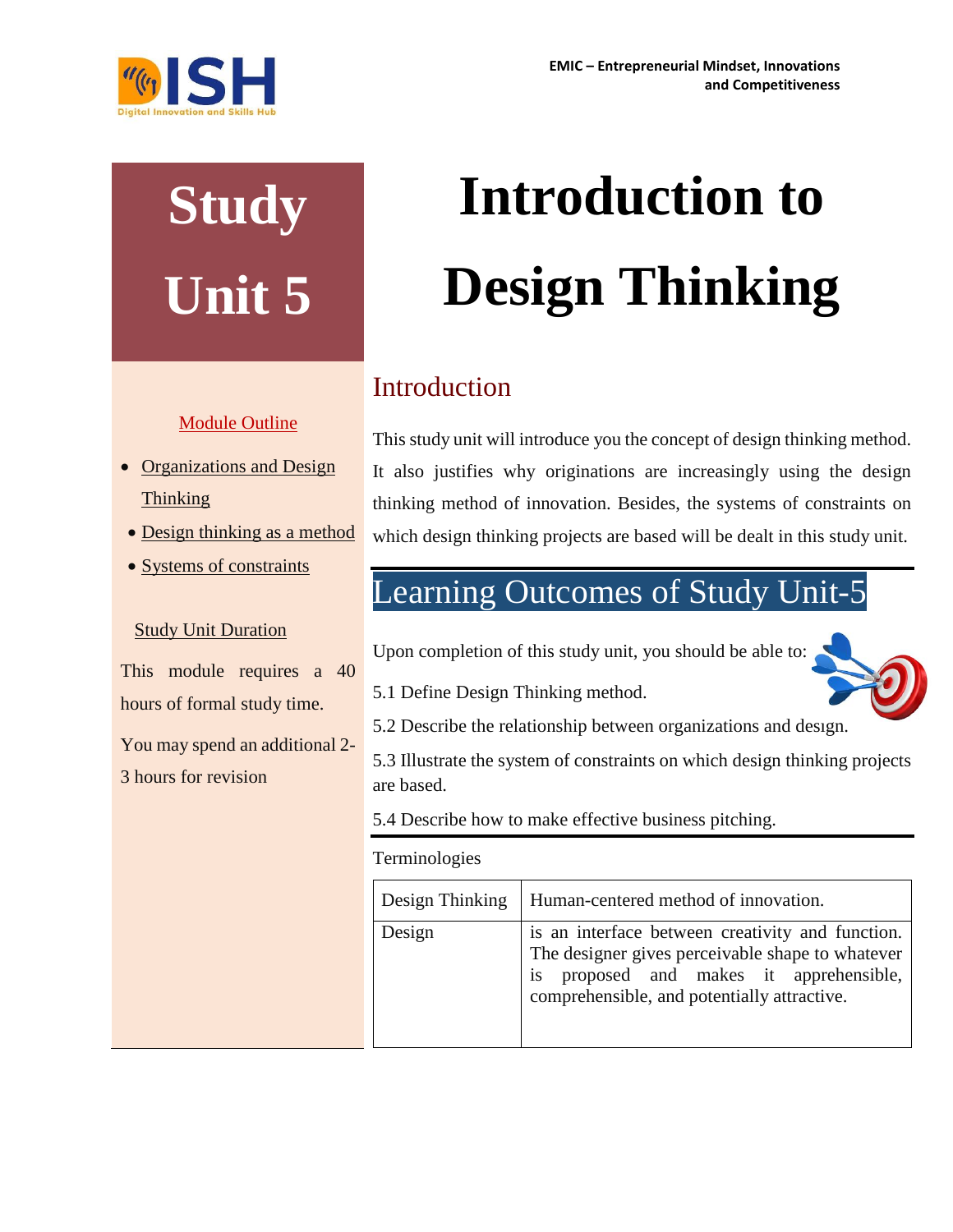# Study Unit 5

# Introduction to Design Thinking

**Module Outline**

- Organizations and Design Thinking
- Design thinking as a method
- Systems of constraints

**Study Unit Duration**

This module requires a 40 hours of formal study time.

You may spend an additional 2-3 hours for revision

## Introduction

This study unit will introduce you the concept of design thinking method. It also justifies why originations are increasingly using the design thinking method of innovation. Besides, the systems of constraints on which design thinking projects are based will be dealt in this study unit.

## Learning Outcomes of Study Unit-5

Upon completion of this study unit, you should be able to:

5.1 Define Design Thinking method.

5.2 Describe the relationship between organizations and desıgn.

5.3 Illustrate the system of constraints on which design thinking projects are based.

5.4 Describe how to make effective business pitching.

Terminologies

| | |
|---|---|
| Design Thinking | Human-centered method of innovation. |
| Design | is an interface between creativity and function. The designer gives perceivable shape to whatever is proposed and makes it apprehensible, comprehensible, and potentially attractive. |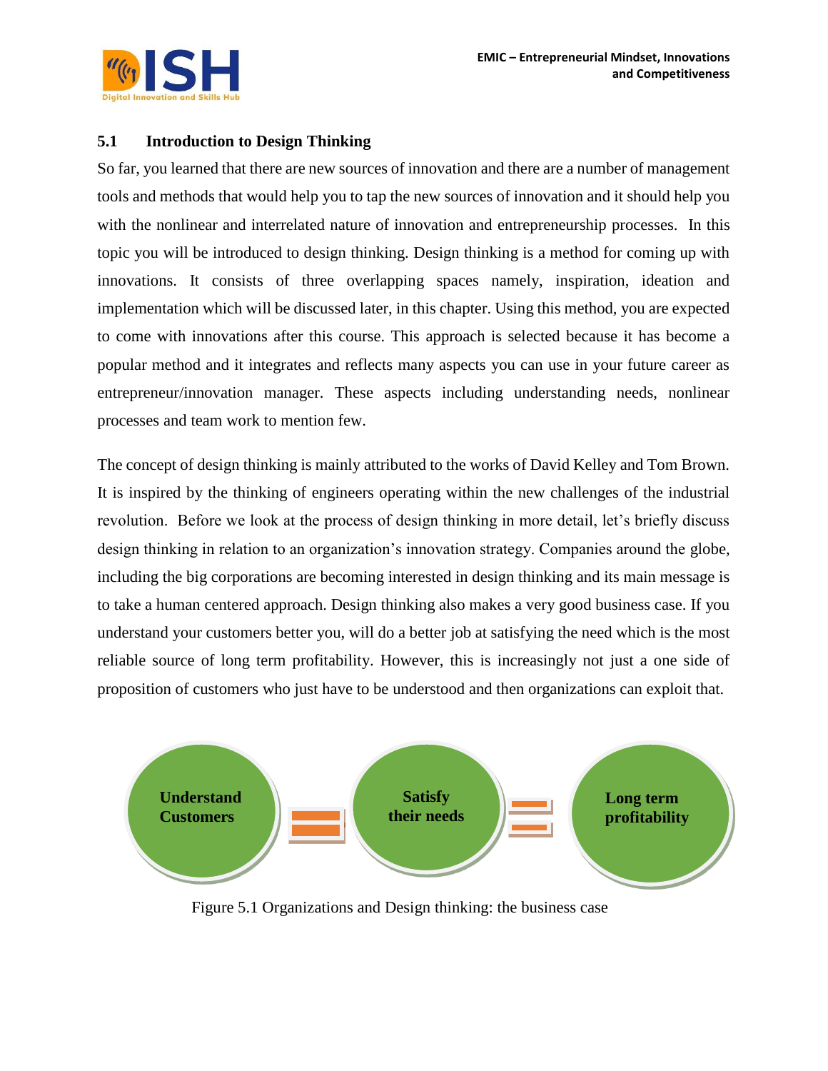## 5.1 Introduction to Design Thinking

So far, you learned that there are new sources of innovation and there are a number of management tools and methods that would help you to tap the new sources of innovation and it should help you with the nonlinear and interrelated nature of innovation and entrepreneurship processes. In this topic you will be introduced to design thinking. Design thinking is a method for coming up with innovations. It consists of three overlapping spaces namely, inspiration, ideation and implementation which will be discussed later, in this chapter. Using this method, you are expected to come with innovations after this course. This approach is selected because it has become a popular method and it integrates and reflects many aspects you can use in your future career as entrepreneur/innovation manager. These aspects including understanding needs, nonlinear processes and team work to mention few.

The concept of design thinking is mainly attributed to the works of David Kelley and Tom Brown. It is inspired by the thinking of engineers operating within the new challenges of the industrial revolution. Before we look at the process of design thinking in more detail, let's briefly discuss design thinking in relation to an organization's innovation strategy. Companies around the globe, including the big corporations are becoming interested in design thinking and its main message is to take a human centered approach. Design thinking also makes a very good business case. If you understand your customers better you, will do a better job at satisfying the need which is the most reliable source of long term profitability. However, this is increasingly not just a one side of proposition of customers who just have to be understood and then organizations can exploit that.

**Understand Customers** = **Satisfy their needs** = **Long term profitability**

Figure 5.1 Organizations and Design thinking: the business case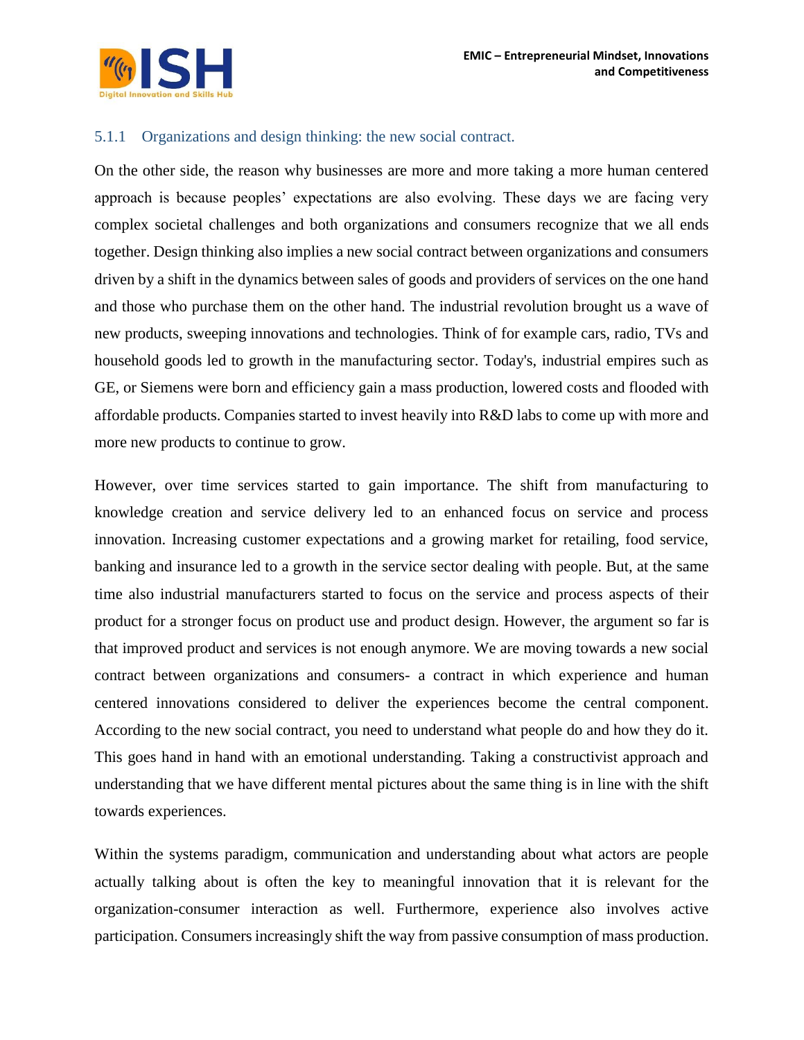### 5.1.1 Organizations and design thinking: the new social contract.

On the other side, the reason why businesses are more and more taking a more human centered approach is because peoples' expectations are also evolving. These days we are facing very complex societal challenges and both organizations and consumers recognize that we all ends together. Design thinking also implies a new social contract between organizations and consumers driven by a shift in the dynamics between sales of goods and providers of services on the one hand and those who purchase them on the other hand. The industrial revolution brought us a wave of new products, sweeping innovations and technologies. Think of for example cars, radio, TVs and household goods led to growth in the manufacturing sector. Today's, industrial empires such as GE, or Siemens were born and efficiency gain a mass production, lowered costs and flooded with affordable products. Companies started to invest heavily into R&D labs to come up with more and more new products to continue to grow.

However, over time services started to gain importance. The shift from manufacturing to knowledge creation and service delivery led to an enhanced focus on service and process innovation. Increasing customer expectations and a growing market for retailing, food service, banking and insurance led to a growth in the service sector dealing with people. But, at the same time also industrial manufacturers started to focus on the service and process aspects of their product for a stronger focus on product use and product design. However, the argument so far is that improved product and services is not enough anymore. We are moving towards a new social contract between organizations and consumers- a contract in which experience and human centered innovations considered to deliver the experiences become the central component. According to the new social contract, you need to understand what people do and how they do it. This goes hand in hand with an emotional understanding. Taking a constructivist approach and understanding that we have different mental pictures about the same thing is in line with the shift towards experiences.

Within the systems paradigm, communication and understanding about what actors are people actually talking about is often the key to meaningful innovation that it is relevant for the organization-consumer interaction as well. Furthermore, experience also involves active participation. Consumers increasingly shift the way from passive consumption of mass production.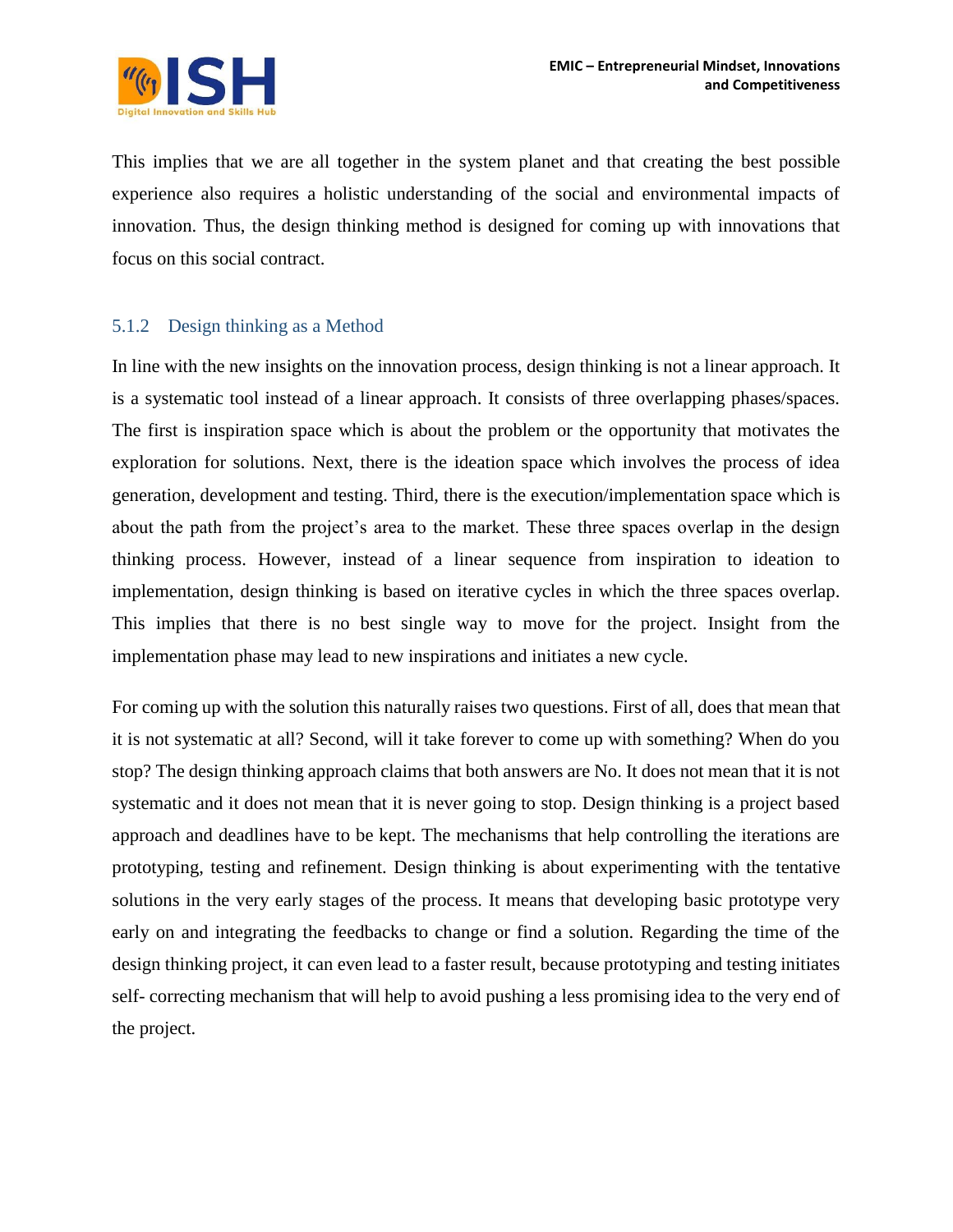This implies that we are all together in the system planet and that creating the best possible experience also requires a holistic understanding of the social and environmental impacts of innovation. Thus, the design thinking method is designed for coming up with innovations that focus on this social contract.

### 5.1.2 Design thinking as a Method

In line with the new insights on the innovation process, design thinking is not a linear approach. It is a systematic tool instead of a linear approach. It consists of three overlapping phases/spaces. The first is inspiration space which is about the problem or the opportunity that motivates the exploration for solutions. Next, there is the ideation space which involves the process of idea generation, development and testing. Third, there is the execution/implementation space which is about the path from the project's area to the market. These three spaces overlap in the design thinking process. However, instead of a linear sequence from inspiration to ideation to implementation, design thinking is based on iterative cycles in which the three spaces overlap. This implies that there is no best single way to move for the project. Insight from the implementation phase may lead to new inspirations and initiates a new cycle.

For coming up with the solution this naturally raises two questions. First of all, does that mean that it is not systematic at all? Second, will it take forever to come up with something? When do you stop? The design thinking approach claims that both answers are No. It does not mean that it is not systematic and it does not mean that it is never going to stop. Design thinking is a project based approach and deadlines have to be kept. The mechanisms that help controlling the iterations are prototyping, testing and refinement. Design thinking is about experimenting with the tentative solutions in the very early stages of the process. It means that developing basic prototype very early on and integrating the feedbacks to change or find a solution. Regarding the time of the design thinking project, it can even lead to a faster result, because prototyping and testing initiates self- correcting mechanism that will help to avoid pushing a less promising idea to the very end of the project.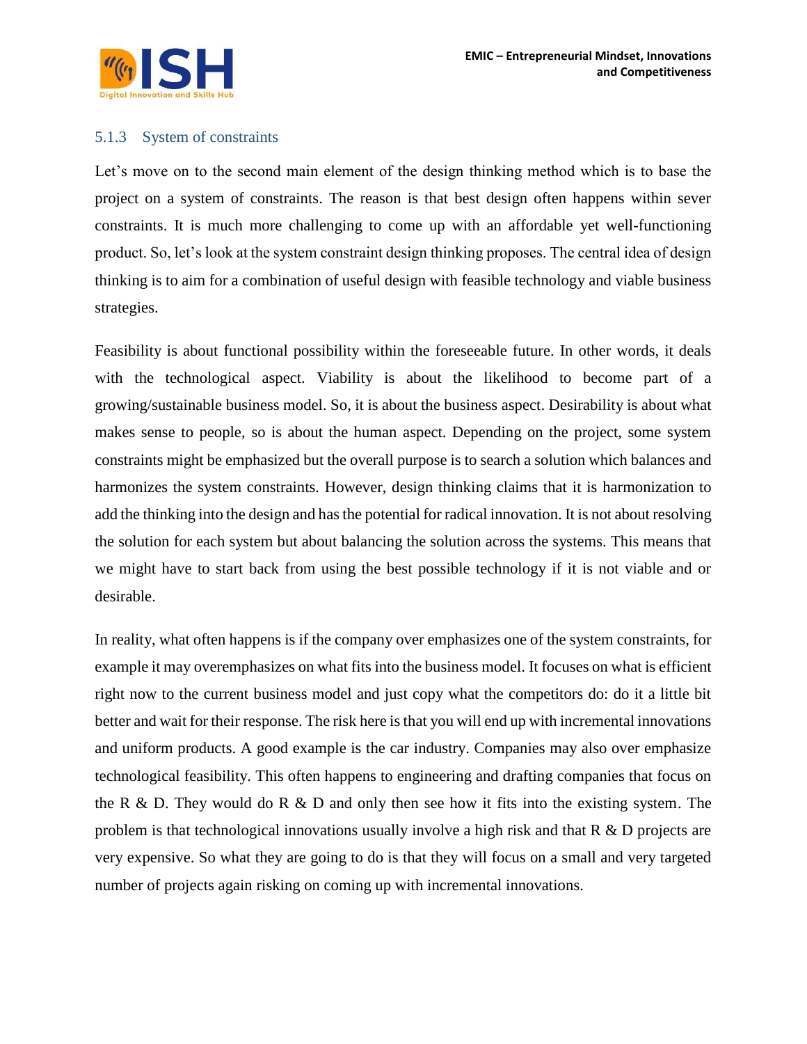### 5.1.3 System of constraints

Let's move on to the second main element of the design thinking method which is to base the project on a system of constraints. The reason is that best design often happens within sever constraints. It is much more challenging to come up with an affordable yet well-functioning product. So, let's look at the system constraint design thinking proposes. The central idea of design thinking is to aim for a combination of useful design with feasible technology and viable business strategies.

Feasibility is about functional possibility within the foreseeable future. In other words, it deals with the technological aspect. Viability is about the likelihood to become part of a growing/sustainable business model. So, it is about the business aspect. Desirability is about what makes sense to people, so is about the human aspect. Depending on the project, some system constraints might be emphasized but the overall purpose is to search a solution which balances and harmonizes the system constraints. However, design thinking claims that it is harmonization to add the thinking into the design and has the potential for radical innovation. It is not about resolving the solution for each system but about balancing the solution across the systems. This means that we might have to start back from using the best possible technology if it is not viable and or desirable.

In reality, what often happens is if the company over emphasizes one of the system constraints, for example it may overemphasizes on what fits into the business model. It focuses on what is efficient right now to the current business model and just copy what the competitors do: do it a little bit better and wait for their response. The risk here is that you will end up with incremental innovations and uniform products. A good example is the car industry. Companies may also over emphasize technological feasibility. This often happens to engineering and drafting companies that focus on the R & D. They would do R & D and only then see how it fits into the existing system. The problem is that technological innovations usually involve a high risk and that R & D projects are very expensive. So what they are going to do is that they will focus on a small and very targeted number of projects again risking on coming up with incremental innovations.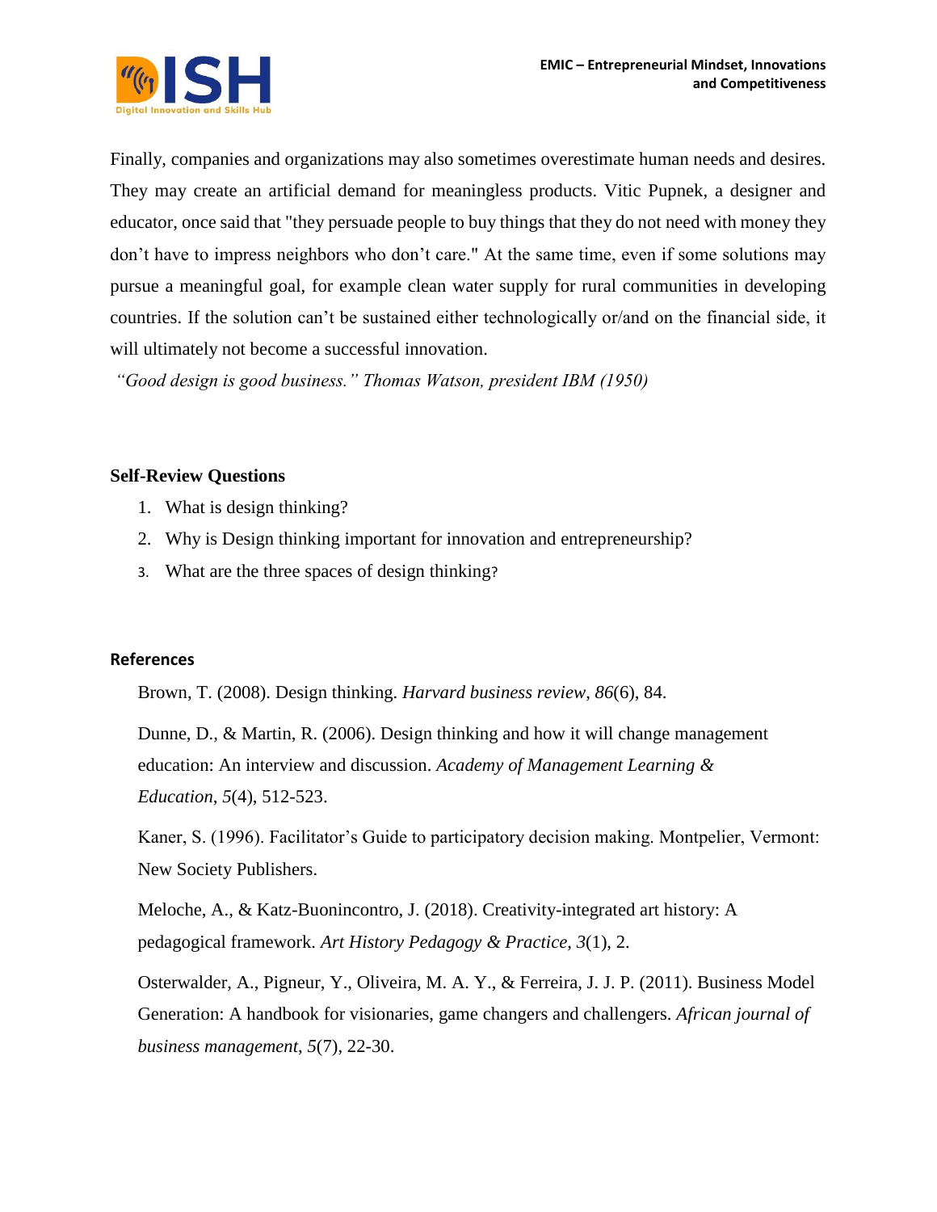Finally, companies and organizations may also sometimes overestimate human needs and desires. They may create an artificial demand for meaningless products. Vitic Pupnek, a designer and educator, once said that "they persuade people to buy things that they do not need with money they don't have to impress neighbors who don't care." At the same time, even if some solutions may pursue a meaningful goal, for example clean water supply for rural communities in developing countries. If the solution can't be sustained either technologically or/and on the financial side, it will ultimately not become a successful innovation.

*"Good design is good business." Thomas Watson, president IBM (1950)*

## Self-Review Questions

1. What is design thinking?
2. Why is Design thinking important for innovation and entrepreneurship?
3. What are the three spaces of design thinking?

## References

Brown, T. (2008). Design thinking. *Harvard business review*, *86*(6), 84.

Dunne, D., & Martin, R. (2006). Design thinking and how it will change management education: An interview and discussion. *Academy of Management Learning & Education*, *5*(4), 512-523.

Kaner, S. (1996). Facilitator's Guide to participatory decision making. Montpelier, Vermont: New Society Publishers.

Meloche, A., & Katz-Buonincontro, J. (2018). Creativity-integrated art history: A pedagogical framework. *Art History Pedagogy & Practice*, *3*(1), 2.

Osterwalder, A., Pigneur, Y., Oliveira, M. A. Y., & Ferreira, J. J. P. (2011). Business Model Generation: A handbook for visionaries, game changers and challengers. *African journal of business management*, *5*(7), 22-30.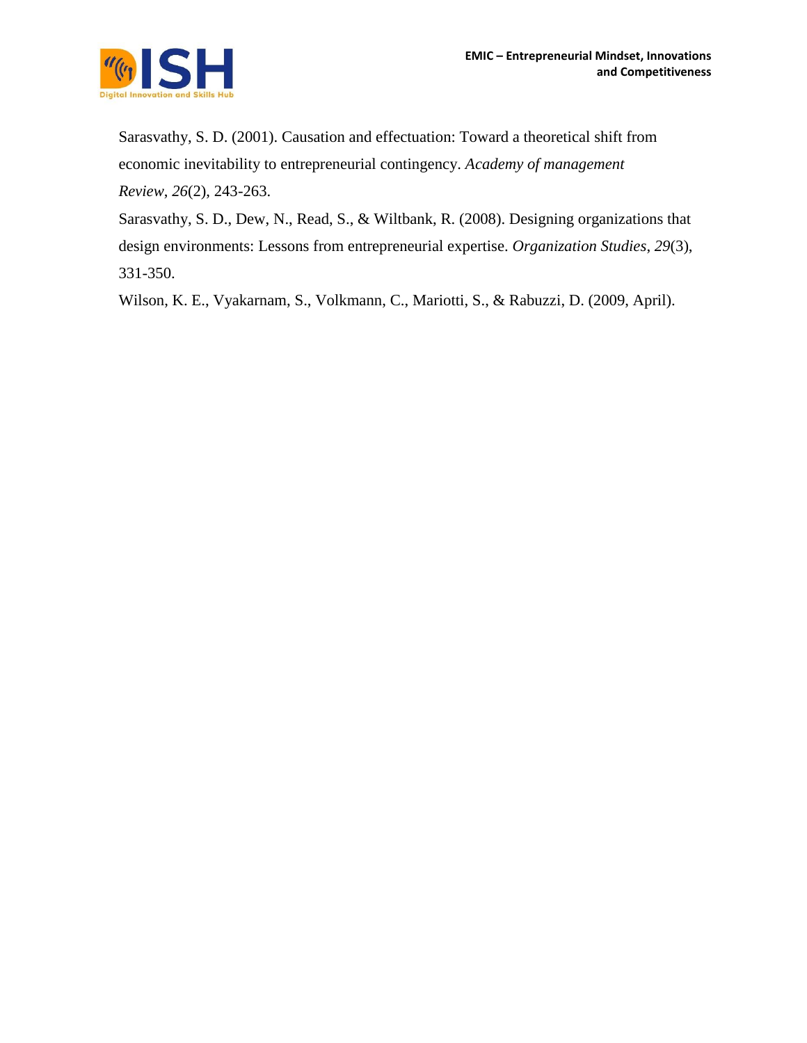Sarasvathy, S. D. (2001). Causation and effectuation: Toward a theoretical shift from economic inevitability to entrepreneurial contingency. *Academy of management Review*, *26*(2), 243-263.

Sarasvathy, S. D., Dew, N., Read, S., & Wiltbank, R. (2008). Designing organizations that design environments: Lessons from entrepreneurial expertise. *Organization Studies*, *29*(3), 331-350.

Wilson, K. E., Vyakarnam, S., Volkmann, C., Mariotti, S., & Rabuzzi, D. (2009, April).